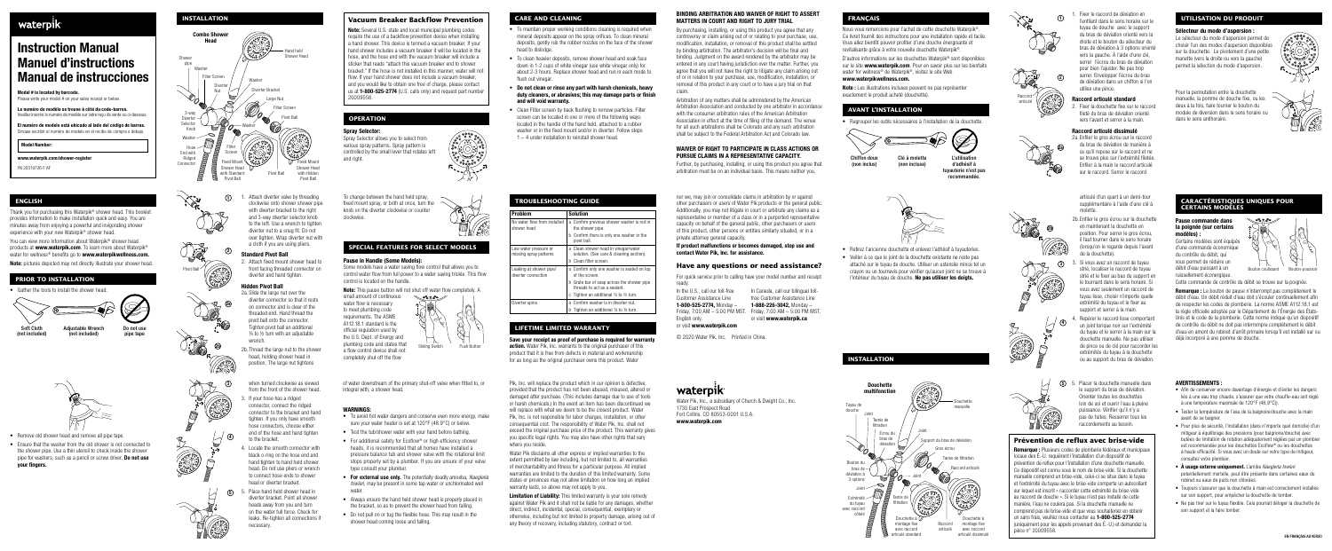waterpik

# Instruction Manual
# Manuel d'instructions
# Manual de instrucciones

**Model # is located by barcode.**
Please write your model # on your sales receipt or below.

**Le numéro de modèle se trouve à côté du code-barres.**
Veuillez inscrire le numéro de modèle sur votre reçu de vente ou ci-dessous.

**El número de modelo está ubicado al lado del código de barras.**
Sírvase escribir el número de modelo en el recibo de compra o debajo.

**Model Number:**

**www.waterpik.com/shower-register**

PN 20219736-F AF

## ENGLISH

Thank you for purchasing this Waterpik® shower head. This booklet provides information to make installation quick and easy. You are minutes away from enjoying a powerful and invigorating shower experience with your new Waterpik® shower head.

You can see more information about Waterpik® shower head products at **www.waterpik.com**. To learn more about Waterpik® water for wellness® benefits go to **www.waterpikwellness.com.**

**Note:** pictures depicted may not directly illustrate your shower head.

## PRIOR TO INSTALLATION

- Gather the tools to install the shower head.

Soft Cloth (not included) · Adjustable Wrench (not included) · Do not use pipe tape

- Remove old shower head and remove all pipe tape.
- Ensure that the washer from the old shower is not connected to the shower pipe. Use a thin utensil to check inside the shower pipe for washers, such as a pencil or screw driver. **Do not use your fingers.**

## INSTALLATION

Combo Shower Head: Shower pipe · Washer · Filter Screen · Diverter Nut · Washer · 3-way Diverter Selector Knob · Washer · Hose End with Ridged Connector · Hand held Shower Head · Diverter Bracket · Large Nut · Filter Screen · Pivot Ball · Fixed Mount Shower Head with Standard Pivot Ball · Fixed Mount Shower Head with Hidden Pivot Ball · Pivot Ball

1. Attach diverter valve by threading clockwise onto shower pipe with diverter bracket to the right and 3-way diverter selector knob to the left. Use a wrench to tighten diverter nut to a snug fit. Do not over tighten. Wrap diverter nut with a cloth if you are using pliers.

### Standard Pivot Ball

2. Attach fixed mount shower head to front facing threaded connector on diverter and hand tighten.

### Hidden Pivot Ball

2a. Slide the large nut over the diverter connector so that it rests on connector and is clear of the threaded end. Hand thread the pivot ball onto the connector. Tighten pivot ball an additional ¼ to ½ turn with an adjustable wrench.

2b. Thread the large nut to the shower head, holding shower head in position. The large nut tightens when turned clockwise as viewed from the front of the shower head.

3. If your hose has a ridged connector, connect the ridged connector to the bracket and hand tighten. If you only have smooth hose connectors, choose either end of the hose and hand tighten to the bracket.
4. Locate the smooth connector with black o-ring on the hose and and hand tighten to hand held shower head. Do not use pliers or wrench to connect hose ends to shower head or diverter bracket.
5. Place hand held shower head in diverter bracket. Point all shower heads away from you and turn on the water full force. Check for leaks. Re-tighten all connections if necessary.

## Vacuum Breaker Backflow Prevention

**Note:** Several U.S. state and local municipal plumbing codes require the use of a backflow prevention device when installing a hand shower. This device is termed a vacuum breaker. If your hand shower includes a vacuum breaker it will be located in the hose, and the hose end with the vacuum breaker will include a sticker that reads "attach this vacuum breaker end to shower bracket." If the hose is not installed in this manner, water will not flow. If your hand shower does not include a vacuum breaker, and you would like to obtain one free of charge, please contact us at **1-800-525-2774** (U.S. calls only) and request part number 20009556.

## OPERATION

### Spray Selector:

Spray Selector allows you to select from various spray patterns. Spray pattern is controlled by the small lever that rotates left and right.

To change between the hand held spray, fixed mount spray, or both at once, turn the knob on the diverter clockwise or counter clockwise.

## SPECIAL FEATURES FOR SELECT MODELS

### Pause in Handle (Some Models):

Some models have a water saving flow control that allows you to control water flow from full power to a water saving trickle. This flow control is located on the handle.

**Note:** This pause button will not shut off water flow completely. A small amount of continuous water flow is necessary to meet plumbing code requirements. The ASME A112.18.1 standard is the official regulation used by the U.S. Dept. of Energy and plumbing code and states that a flow control device shall not completely shut off the flow of water downstream of the primary shut-off valve when fitted to, or integral with, a shower head.

Sliding Switch · Push Button

### WARNINGS:

- To avoid hot water dangers and conserve even more energy, make sure your water heater is set at 120°F (48.9°C) or below.
- Test the tub/shower water with your hand before bathing.
- For additional safety for EcoFlow® or high efficiency shower heads, it is recommended that all homes have installed a pressure balance tub and shower valve with the rotational limit stops properly set by a plumber. If you are unsure of your valve type consult your plumber.
- **For external use only.** The potentially deadly amoeba, *Naegleria fowleri*, may be present in some tap water or unchlorinated well water.
- Always ensure the hand held shower head is properly placed in the bracket, so as to prevent the shower head from falling.
- Do not pull on or tug the flexible hose. This may result in the shower head coming loose and falling.

## CARE AND CLEANING

- To maintain proper working conditions cleaning is required when mineral deposits appear on the spray orifices. To clean mineral deposits, gently rub the rubber nozzles on the face of the shower head to dislodge.
- To clean heavier deposits, remove shower head and soak face down in 1-2 cups of white vinegar (use white vinegar only) for about 2-3 hours. Replace shower head and run in each mode to flush out vinegar.
- **Do not clean or rinse any part with harsh chemicals, heavy duty cleaners, or abrasives; this may damage parts or finish and will void warranty.**
- Clean Filter screen by back flushing to remove particles. Filter screen can be located in one or more of the following ways: located in the handle of the hand held, attached to a rubber washer or in the fixed mount and/or in diverter. Follow steps 1 – 4 under installation to reinstall shower head.

## TROUBLESHOOTING GUIDE

| Problem | Solution |
|---|---|
| No water flow from installed shower head | a. Confirm previous shower washer is not in the shower pipe.<br>b. Confirm there is only one washer in the pivot ball. |
| Low water pressure or missing spray patterns | a. Clean shower head in vinegar/water solution. (See care & cleaning section).<br>b. Clean filter screen. |
| Leaking at shower pipe/diverter connection | a. Confirm only one washer is seated on top of the screen.<br>b. Grate bar of soap across the shower pipe threads to act as a sealant.<br>c. Tighten an additional ¼ to ½ turn. |
| Diverter spins | a. Confirm washer is in diverter nut.<br>b. Tighten an additional ¼ to ½ turn. |

## LIFETIME LIMITED WARRANTY

**Save your receipt as proof of purchase is required for warranty action.** Water Pik, Inc. warrants to the original purchaser of this product that it is free from defects in material and workmanship for as long as the original purchaser owns this product. Water Pik, Inc. will replace the product which in our opinion is defective, provided that the product has not been abused, misused, altered or damaged after purchase. (This includes damage due to use of tools or harsh chemicals.) In the event an item has been discontinued we will replace with what we deem to be the closest product. Water Pik, Inc. is not responsible for labor charges, installation, or other consequential cost. The responsibility of Water Pik, Inc. shall not exceed the original purchase price of the product. This warranty gives you specific legal rights. You may also have other rights that vary where you reside.

Water Pik disclaims all other express or implied warranties to the extent permitted by law including, but not limited to, all warranties of merchantability and fitness for a particular purpose. All implied warranties are limited to the duration of this limited warranty. Some states or provinces may not allow limitation on how long an implied warranty lasts, so above may not apply to you.

**Limitation of Liability:** This limited warranty is your sole remedy against Water Pik and it shall not be liable for any damages, whether direct, indirect, incidental, special, consequential, exemplary or otherwise, including but not limited to property damage, arising out of any theory of recovery, including statutory, contract or tort.

### BINDING ARBITRATION AND WAIVER OF RIGHT TO ASSERT MATTERS IN COURT AND RIGHT TO JURY TRIAL

By purchasing, installing, or using this product you agree that any controversy or claim arising out of or relating to your purchase, use, modification, installation, or removal of this product shall be settled by binding arbitration. The arbitrator's decision will be final and binding. Judgment on the award rendered by the arbitrator may be entered in any court having jurisdiction over the matter. Further, you agree that you will not have the right to litigate any claim arising out of or in relation to your purchase, use, modification, installation, or removal of this product in any court or to have a jury trial on that claim.

Arbitration of any matters shall be administered by the American Arbitration Association and conducted by one arbitrator in accordance with the consumer arbitration rules of the American Arbitration Association in effect at the time of filing of the demand. The venue for all such arbitrations shall be Colorado and any such arbitration shall be subject to the Federal Arbitration Act and Colorado law.

### WAIVER OF RIGHT TO PARTICIPATE IN CLASS ACTIONS OR PURSUE CLAIMS IN A REPRESENTATIVE CAPACITY.

Further, by purchasing, installing, or using this product you agree that arbitration must be on an individual basis. This means neither you, nor we, may join or consolidate claims in arbitration by or against other purchasers or users of Water Pik products or the general public. Additionally, you may not litigate in court or arbitrate any claims as a representative or member of a class or in a purported representative capacity on behalf of the general public, other purchasers or users of this product, other persons or entities similarly situated, or in a private attorney general capacity.

**If product malfunctions or becomes damaged, stop use and contact Water Pik, Inc. for assistance.**

## Have any questions or need assistance?

For quick service prior to calling have your model number and receipt ready.

In the U.S., call our toll-free Customer Assistance Line **1-800-525-2774,** Monday – Friday, 7:00 AM – 5:00 PM MST. English only.
or visit **www.waterpik.com**

In Canada, call our bilingual toll-free Customer Assistance Line **1-888-226-3042,** Monday – Friday, 7:00 AM – 5:00 PM MST.
or visit **www.waterpik.ca**

© 2020 Water Pik, Inc. Printed in China.

waterpik
Water Pik, Inc., a subsidiary of Church & Dwight Co., Inc.
1730 East Prospect Road
Fort Collins, CO 80553-0001 U.S.A.
**www.waterpik.com**

## FRANÇAIS

Nous vous remercions pour l'achat de cette douchette Waterpik®. Ce livret fournit des instructions pour une installation rapide et facile. Vous allez bientôt pouvoir profiter d'une douche énergisante et revitalisante grâce à votre nouvelle douchette Waterpik®.

D'autres informations sur les douchettes Waterpik® sont disponibles sur le site **www.waterpik.com**. Pour en savoir plus sur les bienfaits water for wellness® de Waterpik®, visitez le site Web **www.waterpikwellness.com.**

**Note :** Les illustrations incluses peuvent ne pas représenter exactement le produit acheté (douchette).

## AVANT L'INSTALLATION

- Regroupez les outils nécessaires à l'installation de la douchette.

Chiffon doux (non inclus) · Clé à molette (non incluse) · L'utilisation d'adhésif à tuyauterie n'est pas recommandée.

- Retirez l'ancienne douchette et enlevez l'adhésif à tuyauteries.
- Veiller à ce que le joint de la douchette existante ne reste pas attaché sur le tuyau de douche. Utiliser un ustensile mince tel un crayon ou un tournevis pour vérifier qu'aucun joint ne se trouve à l'intérieur du tuyau de douche. **Ne pas utiliser les doigts.**

## INSTALLATION

Douchette multifonction: Tuyau de douche · Joint · Tamis de filtration · Écrou du bras de déviation · Joint · Bouton du bras de déviation à 3 options · Joint · Extrémité du tuyau avec raccord strié · Douchette manuelle · Support du bras de déviation · Gros écrou · Tamis de filtration · Raccord articulé · Douchette à montage fixe avec raccord articulé standard · Douchette à montage fixe avec raccord articulé dissimulé · Raccord articulé

1. Fixer le raccord de déviation en l'enfilant dans le sens horaire sur le tuyau de douche avec le support du bras de déviation orienté vers la droite et le bouton du sélecteur du bras de déviation à 3 options orienté vers la gauche. À l'aide d'une clé, serrer l'écrou du bras de déviation pour bien l'ajuster. Ne pas trop serrer. Envelopper l'écrou du bras de déviation dans un chiffon si l'on utilise une pince.

### Raccord articulé standard

2. Fixer la douchette fixe sur le raccord fileté du bras de déviation orienté vers l'avant et serrer à la main.

### Raccord articulé dissimulé

2a. Enfiler le gros écrou sur le raccord du bras de déviation de manière à ce qu'il repose sur le raccord et ne se trouve plus sur l'extrémité filetée. Enfiler à la main le raccord articulé sur le raccord. Serrer le raccord articulé d'un quart à un demi-tour supplémentaire à l'aide d'une clé à molette.

2b. Enfiler le gros écrou sur la douchette en maintenant la douchette en position. Pour serrer le gros écrou, il faut tourner dans le sens horaire (lorsqu'on le regarde depuis l'avant de la douchette).

3. Si vous avez un raccord de tuyau strié, localiser le raccord de tuyau strié et le fixer au bas du support en le tournant dans le sens horaire. Si vous avez seulement un raccord de tuyau lisse, choisir n'importe quelle extrémité du tuyau et le fixer au support et serrer à la main.
4. Repérer le raccord lisse comportant un joint torique noir sur l'extrémité du tuyau et le serrer à la main sur la douchette manuelle. Ne pas utiliser de pince ou de clé pour raccorder les extrémités du tuyau à la douchette ou au support du bras de déviation.
5. Placer la douchette manuelle dans le support du bras de déviation. Orienter toutes les douchettes loin de soi et ouvrir l'eau à pleine puissance. Vérifier qu'il n'y a pas de fuites. Resserrer tous les raccordements au besoin.

## Prévention de reflux avec brise-vide

**Remarque :** Plusieurs codes de plomberie fédéraux et municipaux locaux des É.-U. requièrent l'installation d'un dispositif de prévention de reflux pour l'installation d'une douchette manuelle. Ce dispositif est connu sous le nom de brise-vide. Si la douchette manuelle comprend un brise-vide, celui-ci se situe dans le tuyau et l'extrémité du tuyau avec le brise-vide comporte un autocollant sur lequel est inscrit « raccorder cette extrémité du brise-vide au raccord de douche ». Si le tuyau n'est pas installé de cette manière, l'eau ne coulera pas. Si la douchette manuelle ne comprend pas de brise-vide et que vous souhaitiez en obtenir un sans frais, veuillez nous contacter au **1-800-525-2774** (uniquement pour les appels provenant des É.-U.) et demander la pièce n° 20009556.

## UTILISATION DU PRODUIT

### Sélecteur du mode d'aspersion :

Le sélecteur du mode d'aspersion permet de choisir l'un des modes d'aspersion disponibles sur la douchette. Le pivotement d'une petite manette vers la droite ou vers la gauche permet la sélection du mode d'aspersion.

Pour la permutation entre la douchette manuelle, la pomme de douche fixe, ou les deux à la fois, faire tourner le bouton du module de diversion dans le sens horaire ou dans le sens antihoraire.

## CARACTÉRISTIQUES UNIQUES POUR CERTAINS MODÈLES

### Pause commande dans la poignée (sur certains modèles) :

Certains modèles sont équipés d'une commande économique du contrôle du débit, qui vous permet de réduire un débit d'eau puissant à un ruissellement économique. Cette commande de contrôle du débit se trouve sur la poignée.

Bouton coulissant · Bouton-poussoir

**Remarque :** Le bouton de pause n'interrompt pas complètement le débit d'eau. Un débit réduit d'eau doit s'écouler continuellement afin de respecter les codes de plomberie. La norme ASME A112.18.1 est la règle officielle adoptée par le Département de l'Énergie des États-Unis et le code de la plomberie. Cette norme indique qu'un dispositif de contrôle du débit ne doit pas interrompre complètement le débit d'eau en amont du robinet d'arrêt primaire lorsqu'il est installé sur ou déjà incorporé à une pomme de douche.

### AVERTISSEMENTS :

- Afin de conserver encore davantage d'énergie et d'éviter les dangers liés à une eau trop chaude, s'assurer que votre chauffe-eau est réglé à une température maximale de 120°F (48,9°C).
- Tester la température de l'eau de la baignoire/douche avec la main avant de se baigner.
- Pour plus de sécurité, l'installation d'une valve de baignoire/douche à équilibrage de pression dotée de butées de rotation réglées par un plombier est recommandée pour les douchettes EcoFlow® ou à haute efficacité. Si vous avez un doute sur votre type de mitigeur, consultez votre plombier.
- **À usage externe uniquement.** L'amibe *Naegleria fowleri* potentiellement mortelle, peut être présente dans certaines eaux de robinet ou eaux de puits non chlorées.
- Toujours s'assurer que la douchette à main est correctement installée sur son support, pour empêcher la douchette de tomber.
- Ne pas tirer sur le tuyau flexible. Cela pourrait déloger la douchette de son support et la faire tomber.

EN ESPAÑOL AU RECTO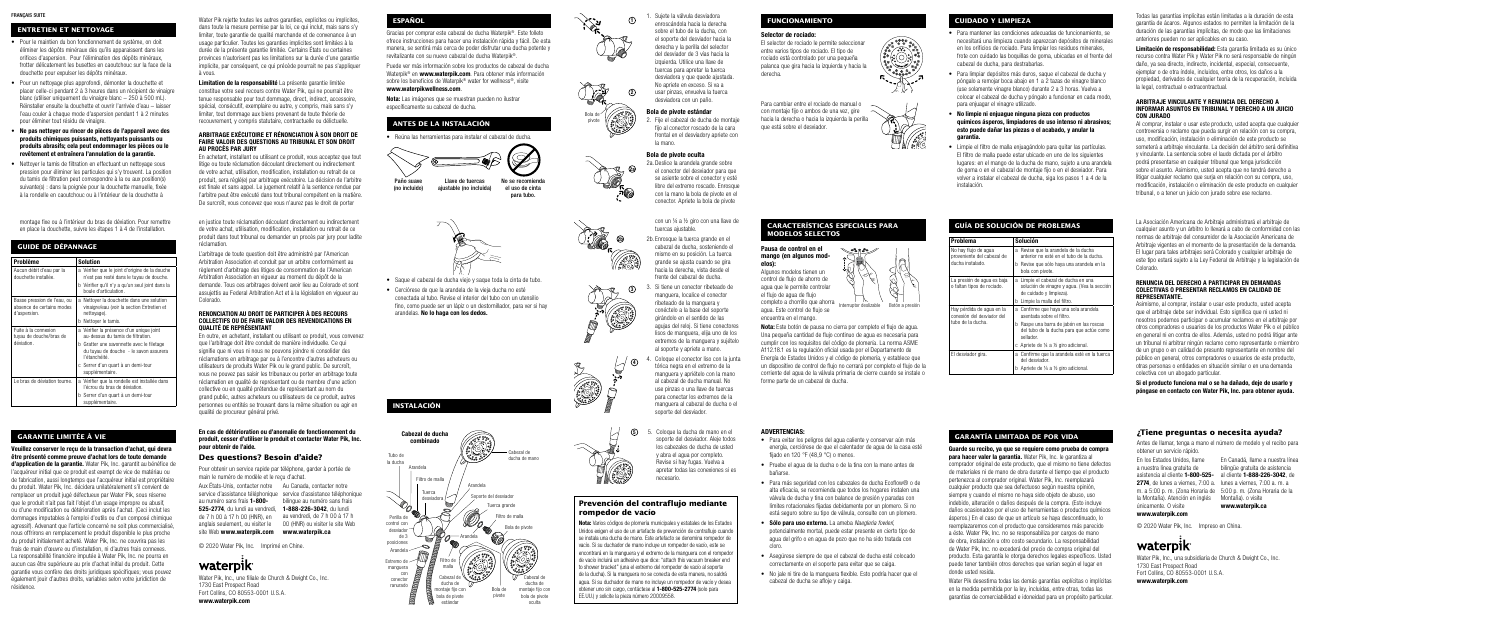FRANÇAIS SUITE

## ENTRETIEN ET NETTOYAGE

- Pour le maintien du bon fonctionnement de système, on doit éliminer les dépôts minéraux de dur qu'ils apparaissent dans les orifices d'aspersion. Pour l'élimination des dépôts minéraux, frotter délicatement les buselets en caoutchouc sur la face de la douchette pour expulser les dépôts minéraux.
- Pour un nettoyage plus approfondi, démonter la douchette et placer celle-ci pendant 2 à 3 heures dans un récipient de vinaigre blanc (utiliser uniquement du vinaigre blanc – 250 à 500 mL). Réinstaller ensuite la douchette et ouvrir l'arrivée d'eau – laisser l'eau couler à chaque mode d'aspersion pendant 1 à 2 minutes pour éliminer tout résidu de vinaigre.
- **Ne pas nettoyer ou rincer de pièces de l'appareil avec des produits chimiques puissants, nettoyants puissants ou produits abrasifs; cela peut endommager les pièces ou le revêtement et entraînera l'annulation de la garantie.**
- Nettoyer le tamis de filtration en effectuant un nettoyage sous pression pour éliminer les particules qui s'y trouvent. La position du tamis de filtration peut correspondre à la ou aux position(s) suivante(s) : dans la poignée pour la douchette manuelle, fixée à la rondelle en caoutchouc ou à l'intérieur de la douchette à montage fixe ou à l'intérieur du bras de déviation. Pour remettre en place la douchette, suivre les étapes 1 à 4 de l'installation.

## GUIDE DE DÉPANNAGE

| Problème | Solution |
|---|---|
| Aucun débit d'eau par la douchette installée. | a. Vérifier que le joint d'origine de la douche n'est pas resté dans le tuyau de douche.<br>b. Vérifier qu'il n'y a qu'un seul joint dans le bras d'articulation. |
| Basse pression de l'eau, ou absence de certains modes d'aspersion. | a. Nettoyer la douchette dans une solution vinaigrée/eau (voir la section Entretien et nettoyage).<br>b. Nettoyer le tamis. |
| Fuite à la connexion tuyau de douche/bras de déviation. | a. Vérifier la présence d'un unique joint au-dessus du tamis de filtration.<br>b. Gratter une sannnette avec le filetage du tuyau de douche – le saver assurera l'étanchéité.<br>c. Serrer d'un quart à un demi-tour supplémentaire. |
| Le bras de déviation tourne. | a. Vérifier que la rondelle est installée dans l'écrou du bras de déviation.<br>b. Serrer d'un quart à un demi-tour supplémentaires. |

## GARANTIE LIMITÉE À VIE

**Veuillez conserver le reçu de la transaction d'achat, qui devra être présenté comme preuve d'achat lors de toute demande d'application de la garantie.** Water Pik, Inc. garantit au bénéfice de l'acquéreur initial que ce produit est exempt de vice de matériau ou de fabrication, aussi longtemps que l'acquéreur initial est propriétaire du produit. Water Pik, Inc. décidera unilatéralement s'il convient de remplacer un produit jugé défectueux par Water Pik, sous réserve que le produit n'ait pas fait l'objet d'un usage impropre ou abusif, ou d'une modification ou détérioration après l'achat. (Ceci inclut les dommages imputables à l'emploi d'outils ou d'un composé chimique agressif). Advenant que l'article concerné ne soit plus commercialisé, nous offrirons en remplacement le produit disponible le plus proche du produit initialement acheté. Water Pik, Inc. ne couvrira pas les frais de main d'œuvre ou d'installation, ni d'autres frais connexes. La responsabilité financière imputée à Water Pik, Inc. ne pourra en aucun cas être supérieure au prix d'achat initial du produit. Cette garantie vous confère des droits juridiques spécifiques; vous pouvez également jouir d'autres droits, variables selon votre juridiction de résidence.

Water Pik rejette toutes les autres garanties, explicites ou implicites, dans toute la mesure permise par la loi, ce qui inclut, mais sans s'y limiter, toute garantie de qualité marchande et de convenance à un usage particulier. Toutes les garanties implicites sont limitées à la durée de la présente garantie limitée. Certains États ou certaines provinces n'autorisent pas les limitations sur la durée d'une garantie implicite; par conséquent, ce qui précède pourrait ne pas s'appliquer à vous.

**Limitation de la responsabilité** La présente garantie limitée constitue votre seul recours contre Water Pik, qui ne pourrait être tenue responsable pour tout dommage, direct, indirect, accessoire, spécial, consécutif, exemplaire ou autre, y compris, mais sans s'y limiter, tout dommage aux biens provenant de toute théorie de recouvrement, y compris statutaire, contractuelle ou délictuelle.

**ARBITRAGE EXÉCUTOIRE ET RENONCIATION À SON DROIT DE FAIRE VALOIR DES QUESTIONS AU TRIBUNAL ET SON DROIT AU PROCÈS PAR JURY**

En achetant, installant ou utilisant ce produit, vous acceptez que tout litige ou toute réclamation découlant directement ou indirectement de votre achat, utilisation, modification, installation ou retrait de ce produit, sera réglé(e) par arbitrage exécutoire. La décision de l'arbitre est finale et sans appel. Le jugement relatif à la sentence rendue par l'arbitre peut être exécuté dans tout tribunal compétent en la matière. De surcroît, vous convenez que vous n'aurez pas le droit de porter en justice toute réclamation découlant directement ou indirectement de votre achat, utilisation, modification, installation ou retrait de ce produit dans tout tribunal ou demander un procès par jury pour ladite réclamation.

L'arbitrage de toute question doit être administré par l'American Arbitration Association et conduit par un arbitre conformément au règlement d'arbitrage des litiges de consommation de l'American Arbitration Association en vigueur au moment du dépôt de la demande. Tous ces arbitrages doivent avoir lieu au Colorado et sont assujettis au Federal Arbitration Act et à la législation en vigueur au Colorado.

**RENONCIATION AU DROIT DE PARTICIPER À DES RECOURS COLLECTIFS OU DE FAIRE VALOIR DES REVENDICATIONS EN QUALITÉ DE REPRÉSENTANT**

En outre, en achetant, installant ou utilisant ce produit, vous convenez que l'arbitrage doit être conduit de manière individuelle. Ce qui signifie que ni vous ni nous ne pouvons joindre ni consolider des réclamations en arbitrage par ou à l'encontre d'autres acheteurs ou utilisateurs de produits Water Pik ou le grand public. De surcroît, vous ne pouvez pas saisir les tribunaux ou porter en arbitrage toute réclamation en qualité de représentant ou de membre d'une action collective ou en qualité prétendue de représentant au nom du grand public, autres acheteurs ou utilisateurs de ce produit, autres personnes ou entités se trouvant dans la même situation ou agir en qualité de procureur général privé.

**En cas de détérioration ou d'anomalie de fonctionnement du produit, cesser d'utiliser le produit et contacter Water Pik, Inc. pour obtenir de l'aide.**

## Des questions? Besoin d'aide?

Pour obtenir un service rapide par téléphone, garder à portée de main le numéro de modèle et le reçu d'achat.

Aux États-Unis, contacter notre service d'assistance téléphonique au numéro sans frais **1-800-525-2774**, du lundi au vendredi, de 7 h 00 à 17 h 00 (HNR), en anglais seulement, ou visiter le site Web **www.waterpik.com**

Au Canada, contacter notre service d'assistance téléphonique bilingue au numéro sans frais **1-888-226-3042**, du lundi au vendredi, de 7 h 00 à 17 h 00 (HNR) ou visiter le site Web **www.waterpik.ca**

© 2020 Water Pik, Inc.     Imprimé en Chine.

waterpik

Water Pik, Inc., une filiale de Church & Dwight Co., Inc.
1730 East Prospect Road
Fort Collins, CO 80553-0001 U.S.A.
**www.waterpik.com**

## ESPAÑOL

Gracias por comprar esta cabezal de ducha Waterpik®. Este folleto ofrece instrucciones para hacer una instalación rápida y fácil. De esta manera, se sentirá más cerca de poder disfrutar una ducha potente y revitalizante con su nuevo cabezal de ducha Waterpik®.

Puede ver más información sobre los productos de cabezal de ducha Waterpik® en **www.waterpik.com**. Para obtener más información sobre los beneficios de Waterpik® water for wellness®, visite **www.waterpikwellness.com**.

**Nota:** Las imágenes que se muestran pueden no ilustrar específicamente su cabezal de ducha.

## ANTES DE LA INSTALACIÓN

- Reúna las herramientas para instalar el cabezal de ducha.

Paño suave (no incluido)
Llave de tuercas ajustable (no incluida)
No se recomienda el uso de cinta para tubo.

- Sague el cabezal de ducha viejo y saque toda la cinta de tubo.
- Cerciórese de que la arandela de la vieja ducha no está conectada al tubo. Revise el interior del tubo con un utensilio fino, como puede ser un lápiz o un destornillador, para ver si hay arandelas. **No la haga con los dedos.**

## INSTALACIÓN

Cabezal de ducha combinado
Tubo de la ducha
Arandela
Filtro de malla
Tuerca desviadora
Perilla de control con desviador de 2 posiciones
Arandela
Extremo de manguera con conector manual
Cabezal de ducha de mano
Soporte del desviador
Tuerca grande
Filtro de malla
Bola de pivote
Arandela
Filtro de malla
Cabezal de ducha de montaje fijo con bola de pivote estándar
Bola de pivote
Cabezal de ducha de montaje fijo con bola de pivote oculta

1. Sujete la válvula desviadora enroscándola hacia la derecha sobre el tubo de la ducha, con el soporte del desviador hacia la derecha y la perilla del selector del desviador de 3 vías hacia la izquierda. Utilice una llave de tuercas para apretar la tuerca desviadora y que quede ajustada. No apriete en exceso. Si ya a usar pinzas, envuelva la tuerca desviadora con un paño.

**Bola de pivote estándar**

2. Fije el cabezal de ducha de montaje fijo al conector roscado de la cara frontal en el desviador apriete con la mano.

**Bola de pivote oculta**

2a. Deslice la arandela grande sobre el conector del desviador para que se asiente sobre el conector y este libre del extremo roscado. Enrosque con la mano la bola de pivote en el conector. Apriete la bola de pivote con ¼ a ½ giro con una llave de tuercas ajustable.

2b. Enrosque la tuerca grande en el cabezal de ducha, sosteniendo el mismo en su posición. La tuerca grande se ajusta cuando se gira hacia la derecha, vista desde el frente del cabezal de ducha.

3. Si tiene un conector ribeteado de manguera, localice el conector ribeteado de la manguera y conéctelo a la base del soporte girándolo en el sentido de las agujas del reloj. Si tiene conectores lisos de manguera, alíje uno de los extremos de la manguera y sujételo al soporte y apriete a mano.

4. Coloque el conector liso con la junta tórica negra en el extremo de la manguera y apriételo con la mano al cabezal de ducha manual. No use pinzas ni una llave de tuercas para conectar los extremos de la manguera al cabezal de ducha o el soporte del desviador.

5. Coloque la ducha de mano en el soporte del desviador. Abra todos los cabezales de ducha de usted y abra el agua por completo. Revise si hay fugas. Vuelva a apretar todas las conexiones si es necesario.

## FUNCIONAMIENTO

**Selector de rociado:**

El selector de rociado le permite seleccionar entre varios tipos de rociado. El tipo de rociado está controlado por una pequeña palanca que gira hacia la izquierda y hacia la derecha.

Para cambiar entre el rociado de manual e con montaje fijo o ambos de una vez, gire hacia la derecha o hacia la izquierda la perilla que está sobre el desviador.

## CARACTERÍSTICAS ESPECIALES PARA MODELOS SELECTOS

**Pausa de control en el mango (en algunos modelos):**

Algunos modelos tienen un control de flujo de ahorro de agua que le permite controlar el flujo de agua de flujo completo a chorrito que ahorra agua. Este control de flujo se encuentra en el mango.

Interruptor deslizable     Botón a presión

**Nota:** Esta botón de pausa no cierra por completo el flujo de agua. Una pequeña cantidad de flujo continúa de agua es necesaria para cumplir con los requisitos del código de plomería. La norma ASME A112.18.1 es la regulación oficial usada por el Departamento de Energía de Estados Unidos y el código de plomería, y establece que un dispositivo de control de flujo no cerrará por completo el flujo de la corriente del agua de la válvula primaria de cierre cuando se instale o forme parte de un cabezal de ducha.

## Prevención del contraflujo mediante rompedor de vacío

**Nota:** Varios códigos de plomería municipales y estatales de los Estados Unidos exigen el uso de un artefacto de prevención de contraflujo cuando se instala una ducha de mano. Este artefacto se denomina rompedor de vacío. Si su duchador de mano incluye un rompedor de vacío, este se encontrará en la manguera y el extremo de la manguera con el rompedor de vacío incluirá un adhesivo que dice: "attach this vacuum breaker end to shower bracket" (una el extremo del rompedor de vacío al soporte de la ducha). Si la manguera no se conecta de esta manera, no saldrá agua. Si su duchador de mano no incluye un rompedor de vacío y desea obtener uno sin cargo, contáctese al **1-800-525-2774** (solo para EE.UU.) y solicite la pieza número 20009956.

## ADVERTENCIAS:

- Para evitar los peligros del agua caliente y conservar aún más energía, cerciórese de que el calentador de agua de la casa esté fijado en 120 °F (48,9 °C) o menos.
- Pruebe el agua de la ducha o de la tina con la mano antes de bañarse.
- Para más seguridad con los cabezales de ducha Ecoflow® o de alta eficacia, se recomienda que todos los hogares instalen una válvula de ducha y tina con balance de presión y paradas con límites rotacionales fijadas debidamente por un plomero. Si no está seguro sobre su tipo de válvula, consulte con un plomero.
- **Sólo para uso externo.** La ameba *Naegleria fowleri*, potencialmente mortal, puede estar presente en cierto tipo de agua del grifo o en agua de pozo que no ha sido tratada con cloro.
- Asegúrese siempre de que el cabezal de ducha esté colocado correctamente en el soporte para evitar que se caiga.
- No jale ni tire de la manguera flexible. Esto podría hacer que el cabezal de ducha se afloje y caiga.

## CUIDADO Y LIMPIEZA

- Para mantener las condiciones adecuadas de funcionamiento, se necesitará una limpieza cuando aparezcan depósitos de minerales en los orificios de rociado. Para limpiar los residuos minerales, frote con cuidado las boquillas de goma, ubicadas en el frente del cabezal de ducha, para desbloquearlas.
- Para limpiar depósitos más duros, saque el cabezal de ducha y póngalo a remojar boca abajo en 1 a 2 tazas de vinagre blanco (use solamente vinagre blanco) durante 2 a 3 horas. Vuelva a colocar el cabezal de ducha y póngalo a funcionar en cada modo, para enjuagar el vinagre utilizado.
- **No limpie ni enjuague ninguna pieza con productos químicos ásperos, limpiadores de uso intenso ni abrasivos; esto puede dañar las piezas o el acabado, y anular la garantía.**
- Limpie el filtro de malla enjuagándolo para quitar las partículas. El filtro de malla puede estar ubicado en uno de los siguientes lugares: en el mango de la ducha de mano, sujeto a una arandela de goma o en el cabezal de montaje fijo o en el desviador. Para volver a instalar el cabezal de ducha, siga los pasos 1 a 4 de la instalación.

## GUÍA DE SOLUCIÓN DE PROBLEMAS

| Problema | Solución |
|---|---|
| No hay flujo de agua proveniente del cabezal de ducha instalado. | a. Revise que la arandela de la ducha anterior no esté en el tubo de la ducha.<br>b. Revise que sólo haya una arandela en la bola con pivote. |
| La presión de agua es baja o faltan tipos de rociado. | a. Limpie el cabezal de ducha en una solución de vinagre y agua. (Vea la sección del cuidado y limpieza).<br>b. Limpie la malla del filtro. |
| Hay pérdida de agua en la conexión del desviador del tubo de la ducha. | a. Confirme que haya una sola arandela asentada sobre el filtro.<br>b. Raspe una barra de jabón en las roscas del tubo de la ducha para que actúe como sellador.<br>c. Apriete de ¼ a ½ giro adicional. |
| El desviador gira. | a. Confirme que la arandela esté en la tuerca del desviador.<br>b. Apriete de ¼ a ½ giro adicional. |

## GARANTÍA LIMITADA DE POR VIDA

**Guarde su recibo, ya que se requiere como prueba de compra para hacer valer la garantía.** Water Pik, Inc. le garantiza al comprador original de este producto, que el mismo no tiene defectos de materiales ni de mano de obra durante el tiempo que el producto pertenezca al comprador original. Water Pik, Inc. reemplazará cualquier producto que sea defectuoso según nuestra opinión, siempre y cuando el mismo no haya sido objeto de abuso, uso indebido, alteración o daños después de la compra. (Esto incluye daños ocasionados por el uso de herramientas o productos químicos ásperos.) En el caso de que un artículo se haya discontinuado, lo reemplazaremos con el producto que consideremos más parecido a éste. Water Pik, Inc. no se responsabiliza por cargos de mano de obra, instalación u otro costo secundario. La responsabilidad de Water Pik, Inc. no excederá del precio de compra original del producto. Esta garantía le otorga derechos legales específicos. Usted puede tener también otros derechos que varían según el lugar en donde usted resida.

Water Pik desestima todas las demás garantías explícitas o implícitas en la medida permitida por la ley, incluidas, entre otras, todas las garantías de comerciabilidad e idoneidad para un propósito particular. Todas las garantías implícitas están limitadas a la duración de esta garantía de ácaros. Algunos estados no permiten la limitación de la duración de las garantías implícitas, de modo que las limitaciones anteriores pueden no ser aplicables en su caso.

**Limitación de responsabilidad:** Esta garantía limitada es su único recurso contra Water Pik y Water Pik no será responsable de ningún daño, ya sea directo, indirecto, incidental, especial, consecuente, ejemplar o de otra índole, incluidos, entre otros, los daños a la propiedad, derivados de cualquier teoría de la recuperación, incluida la legal, contractual o extracontractual.

**ARBITRAJE VINCULANTE Y RENUNCIA DEL DERECHO A INFORMAR ASUNTOS EN TRIBUNAL Y DERECHO A UN JUICIO CON JURADO**

Al comprar, instalar o usar este producto, usted acepta que cualquier controversia o reclamo que pueda surgir en relación con su compra, uso, modificación, instalación o eliminación de este producto se someterá a arbitraje vinculante. La decisión del árbitro será definitiva y vinculante. La sentencia sobre el laudo dictada por el árbitro podrá presentarse en cualquier tribunal que tenga jurisdicción sobre el asunto. Asimismo, usted acepta que no tendrá derecho a litigar cualquier reclamo que surja en relación con su compra, uso, modificación, instalación o eliminación de este producto en cualquier tribunal, o a tener un juicio con jurado sobre ese reclamo.

La Asociación Americana de Arbitraje administrará el arbitraje de cualquier asunto y un árbitro lo llevará a cabo de conformidad con las normas de arbitraje del consumidor de la Asociación Americana de Arbitraje vigentes en el momento de la presentación de la demanda. El lugar para tales arbitrajes será Colorado y cualquier arbitraje de este tipo estará sujeto a la Ley Federal de Arbitraje y la legislación de Colorado.

**RENUNCIA DEL DERECHO A PARTICIPAR EN DEMANDAS COLECTIVAS O PRESENTAR RECLAMOS EN CALIDAD DE REPRESENTANTE.**

Asimismo, al comprar, instalar o usar este producto, usted acepta que el arbitraje debe ser individual. Esto significa que ni usted ni nosotros podemos participar o acumular reclamos en el arbitraje por otros compradores o usuarios de los productos Water Pik o el público en general ni en contra de ellos. Además, usted no podrá litigar ante un tribunal ni arbitrar ningún reclamo como representante o miembro de un grupo o en calidad de presunto representante en nombre del público en general, otros compradores o usuarios de este producto, otras personas o entidades en situación similar o en una demanda colectiva con un abogado particular.

**Si el producto funciona mal o se ha dañado, deje de usarlo y póngase en contacto con Water Pik, Inc. para obtener ayuda.**

## ¿Tiene preguntas o necesita ayuda?

Antes de llamar, tenga a mano el número de modelo y el recibo para obtener un servicio rápido.

En los Estados Unidos, llame a nuestra línea gratuita de asistencia al cliente **1-800-525-2774**, de lunes a viernes, 7:00 a.m. a 5:00 p. m. (Zona Horaria de la Montaña). Atención en inglés únicamente. O visite **www.waterpik.com**

En Canadá, llame a nuestra línea bilingüe gratuita de asistencia al cliente **1-888-226-3042**, de lunes a viernes, 7:00 a. m. a 5:00 p. m. (Zona Horaria de la Montaña), o visite **www.waterpik.ca**

© 2020 Water Pik, Inc.     Impreso en China.

waterpik

Water Pik, Inc., una subsidiaria de Church & Dwight Co., Inc.
1730 East Prospect Road
Fort Collins, CO 80553-0001 U.S.A.
**www.waterpik.com**